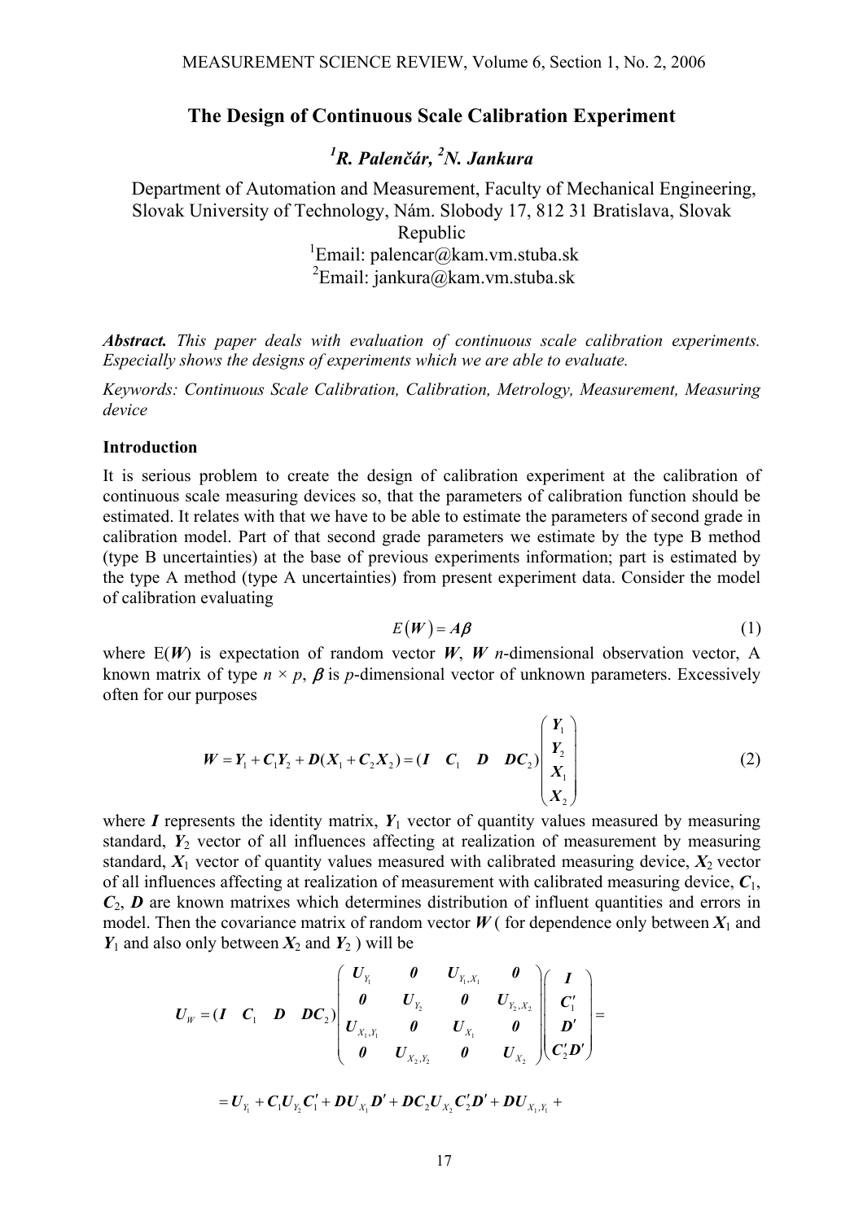# The Design of Continuous Scale Calibration Experiment

***[1]R. Palenčár, [2]N. Jankura***

Department of Automation and Measurement, Faculty of Mechanical Engineering, Slovak University of Technology, Nám. Slobody 17, 812 31 Bratislava, Slovak Republic
[1]Email: palencar@kam.vm.stuba.sk
[2]Email: jankura@kam.vm.stuba.sk

***Abstract.*** *This paper deals with evaluation of continuous scale calibration experiments. Especially shows the designs of experiments which we are able to evaluate.*

*Keywords: Continuous Scale Calibration, Calibration, Metrology, Measurement, Measuring device*

## Introduction

It is serious problem to create the design of calibration experiment at the calibration of continuous scale measuring devices so, that the parameters of calibration function should be estimated. It relates with that we have to be able to estimate the parameters of second grade in calibration model. Part of that second grade parameters we estimate by the type B method (type B uncertainties) at the base of previous experiments information; part is estimated by the type A method (type A uncertainties) from present experiment data. Consider the model of calibration evaluating

$$E(\boldsymbol{W}) = \boldsymbol{A\beta} \tag{1}$$

where E($\boldsymbol{W}$) is expectation of random vector $\boldsymbol{W}$, $\boldsymbol{W}$ $n$-dimensional observation vector, A known matrix of type $n \times p$, $\boldsymbol{\beta}$ is $p$-dimensional vector of unknown parameters. Excessively often for our purposes

$$\boldsymbol{W} = \boldsymbol{Y}_1 + \boldsymbol{C}_1\boldsymbol{Y}_2 + \boldsymbol{D}(\boldsymbol{X}_1 + \boldsymbol{C}_2\boldsymbol{X}_2) = (\boldsymbol{I} \quad \boldsymbol{C}_1 \quad \boldsymbol{D} \quad \boldsymbol{DC}_2)\begin{pmatrix} \boldsymbol{Y}_1 \\ \boldsymbol{Y}_2 \\ \boldsymbol{X}_1 \\ \boldsymbol{X}_2 \end{pmatrix} \tag{2}$$

where $\boldsymbol{I}$ represents the identity matrix, $\boldsymbol{Y}_1$ vector of quantity values measured by measuring standard, $\boldsymbol{Y}_2$ vector of all influences affecting at realization of measurement by measuring standard, $\boldsymbol{X}_1$ vector of quantity values measured with calibrated measuring device, $\boldsymbol{X}_2$ vector of all influences affecting at realization of measurement with calibrated measuring device, $\boldsymbol{C}_1$, $\boldsymbol{C}_2$, $\boldsymbol{D}$ are known matrixes which determines distribution of influent quantities and errors in model. Then the covariance matrix of random vector $\boldsymbol{W}$ ( for dependence only between $\boldsymbol{X}_1$ and $\boldsymbol{Y}_1$ and also only between $\boldsymbol{X}_2$ and $\boldsymbol{Y}_2$ ) will be

$$\boldsymbol{U}_W = (\boldsymbol{I} \quad \boldsymbol{C}_1 \quad \boldsymbol{D} \quad \boldsymbol{DC}_2)\begin{pmatrix} \boldsymbol{U}_{Y_1} & \boldsymbol{0} & \boldsymbol{U}_{Y_1,X_1} & \boldsymbol{0} \\ \boldsymbol{0} & \boldsymbol{U}_{Y_2} & \boldsymbol{0} & \boldsymbol{U}_{Y_2,X_2} \\ \boldsymbol{U}_{X_1,Y_1} & \boldsymbol{0} & \boldsymbol{U}_{X_1} & \boldsymbol{0} \\ \boldsymbol{0} & \boldsymbol{U}_{X_2,Y_2} & \boldsymbol{0} & \boldsymbol{U}_{X_2} \end{pmatrix}\begin{pmatrix} \boldsymbol{I} \\ \boldsymbol{C}_1' \\ \boldsymbol{D}' \\ \boldsymbol{C}_2'\boldsymbol{D}' \end{pmatrix} =$$

$$= \boldsymbol{U}_{Y_1} + \boldsymbol{C}_1\boldsymbol{U}_{Y_2}\boldsymbol{C}_1' + \boldsymbol{D}\boldsymbol{U}_{X_1}\boldsymbol{D}' + \boldsymbol{DC}_2\boldsymbol{U}_{X_2}\boldsymbol{C}_2'\boldsymbol{D}' + \boldsymbol{D}\boldsymbol{U}_{X_1,Y_1} +$$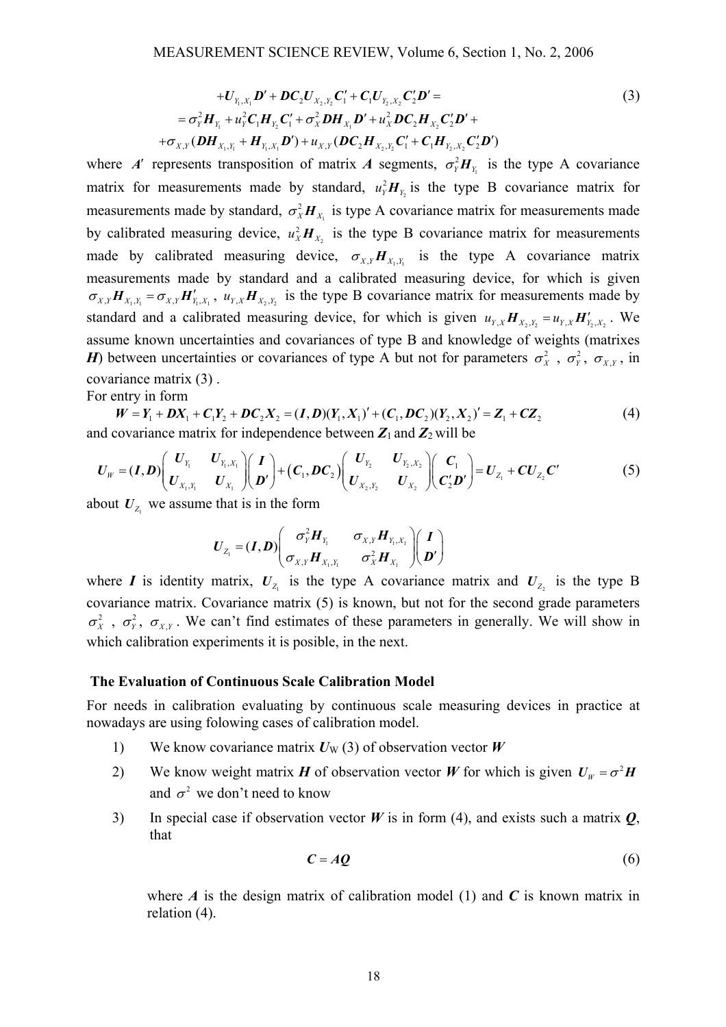$$+U_{Y_1,X_1}D' + DC_2U_{X_2,Y_2}C_1' + C_1U_{Y_2,X_2}C_2'D' =$$
$$= \sigma_Y^2 H_{Y_1} + u_Y^2 C_1 H_{Y_2} C_1' + \sigma_X^2 D H_{X_1} D' + u_X^2 D C_2 H_{X_2} C_2' D' +$$
$$+\sigma_{X,Y}(D H_{X_1,Y_1} + H_{Y_1,X_1} D') + u_{X,Y}(D C_2 H_{X_2,Y_2} C_1' + C_1 H_{Y_2,X_2} C_2' D') \tag{3}$$

where $A'$ represents transposition of matrix $A$ segments, $\sigma_Y^2 H_{Y_1}$ is the type A covariance matrix for measurements made by standard, $u_Y^2 H_{Y_2}$ is the type B covariance matrix for measurements made by standard, $\sigma_X^2 H_{X_1}$ is type A covariance matrix for measurements made by calibrated measuring device, $u_X^2 H_{X_2}$ is the type B covariance matrix for measurements made by calibrated measuring device, $\sigma_{X,Y} H_{X_1,Y_1}$ is the type A covariance matrix measurements made by standard and a calibrated measuring device, for which is given $\sigma_{X,Y} H_{X_1,Y_1} = \sigma_{X,Y} H'_{Y_1,X_1}$, $u_{Y,X} H_{X_2,Y_2}$ is the type B covariance matrix for measurements made by standard and a calibrated measuring device, for which is given $u_{Y,X} H_{X_2,Y_2} = u_{Y,X} H'_{Y_2,X_2}$. We assume known uncertainties and covariances of type B and knowledge of weights (matrixes $H$) between uncertainties or covariances of type A but not for parameters $\sigma_X^2$, $\sigma_Y^2$, $\sigma_{X,Y}$, in covariance matrix (3) .

For entry in form

$$W = Y_1 + DX_1 + C_1Y_2 + DC_2X_2 = (I, D)(Y_1, X_1)' + (C_1, DC_2)(Y_2, X_2)' = Z_1 + CZ_2 \tag{4}$$

and covariance matrix for independence between $Z_1$ and $Z_2$ will be

$$U_W = (I, D)\begin{pmatrix} U_{Y_1} & U_{Y_1,X_1} \\ U_{X_1,Y_1} & U_{X_1} \end{pmatrix}\begin{pmatrix} I \\ D' \end{pmatrix} + \left(C_1, DC_2\right)\begin{pmatrix} U_{Y_2} & U_{Y_2,X_2} \\ U_{X_2,Y_2} & U_{X_2} \end{pmatrix}\begin{pmatrix} C_1 \\ C_2'D' \end{pmatrix} = U_{Z_1} + CU_{Z_2}C' \tag{5}$$

about $U_{Z_1}$ we assume that is in the form

$$U_{Z_1} = (I, D)\begin{pmatrix} \sigma_Y^2 H_{Y_1} & \sigma_{X,Y} H_{Y_1,X_1} \\ \sigma_{X,Y} H_{X_1,Y_1} & \sigma_X^2 H_{X_1} \end{pmatrix}\begin{pmatrix} I \\ D' \end{pmatrix}$$

where $I$ is identity matrix, $U_{Z_1}$ is the type A covariance matrix and $U_{Z_2}$ is the type B covariance matrix. Covariance matrix (5) is known, but not for the second grade parameters $\sigma_X^2$, $\sigma_Y^2$, $\sigma_{X,Y}$. We can't find estimates of these parameters in generally. We will show in which calibration experiments it is posible, in the next.

## The Evaluation of Continuous Scale Calibration Model

For needs in calibration evaluating by continuous scale measuring devices in practice at nowadays are using folowing cases of calibration model.

1) We know covariance matrix $U_W$ (3) of observation vector $W$
2) We know weight matrix $H$ of observation vector $W$ for which is given $U_W = \sigma^2 H$ and $\sigma^2$ we don't need to know
3) In special case if observation vector $W$ is in form (4), and exists such a matrix $Q$, that

$$C = AQ \tag{6}$$

where $A$ is the design matrix of calibration model (1) and $C$ is known matrix in relation (4).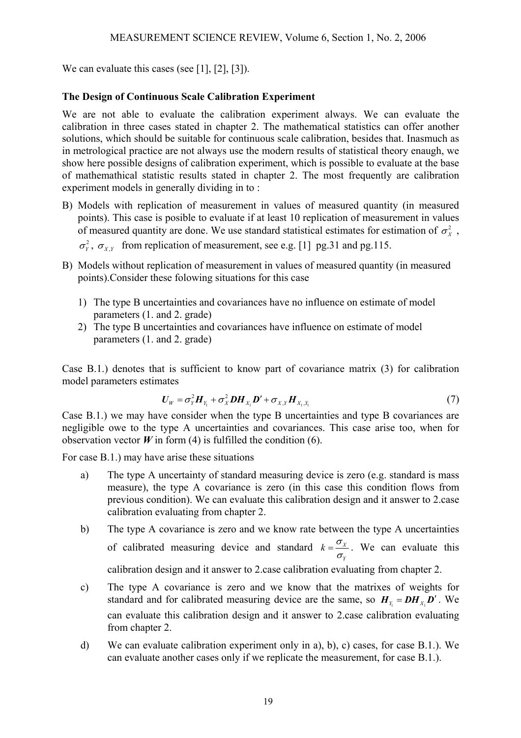We can evaluate this cases (see [1], [2], [3]).

**The Design of Continuous Scale Calibration Experiment**

We are not able to evaluate the calibration experiment always. We can evaluate the calibration in three cases stated in chapter 2. The mathematical statistics can offer another solutions, which should be suitable for continuous scale calibration, besides that. Inasmuch as in metrological practice are not always use the modern results of statistical theory enaugh, we show here possible designs of calibration experiment, which is possible to evaluate at the base of mathemathical statistic results stated in chapter 2. The most frequently are calibration experiment models in generally dividing in to :

B) Models with replication of measurement in values of measured quantity (in measured points). This case is posible to evaluate if at least 10 replication of measurement in values of measured quantity are done. We use standard statistical estimates for estimation of $\sigma_X^2$ , $\sigma_Y^2$, $\sigma_{X,Y}$ from replication of measurement, see e.g. [1] pg.31 and pg.115.

B) Models without replication of measurement in values of measured quantity (in measured points).Consider these folowing situations for this case

1) The type B uncertainties and covariances have no influence on estimate of model parameters (1. and 2. grade)
2) The type B uncertainties and covariances have influence on estimate of model parameters (1. and 2. grade)

Case B.1.) denotes that is sufficient to know part of covariance matrix (3) for calibration model parameters estimates

$$\boldsymbol{U}_W = \sigma_Y^2 \boldsymbol{H}_{Y_1} + \sigma_X^2 \boldsymbol{D}\boldsymbol{H}_{X_1}\boldsymbol{D}' + \sigma_{X,Y}\boldsymbol{H}_{X_1,Y_1} \tag{7}$$

Case B.1.) we may have consider when the type B uncertainties and type B covariances are negligible owe to the type A uncertainties and covariances. This case arise too, when for observation vector $\boldsymbol{W}$ in form (4) is fulfilled the condition (6).

For case B.1.) may have arise these situations

a) The type A uncertainty of standard measuring device is zero (e.g. standard is mass measure), the type A covariance is zero (in this case this condition flows from previous condition). We can evaluate this calibration design and it answer to 2.case calibration evaluating from chapter 2.

b) The type A covariance is zero and we know rate between the type A uncertainties of calibrated measuring device and standard $k = \dfrac{\sigma_X}{\sigma_Y}$. We can evaluate this calibration design and it answer to 2.case calibration evaluating from chapter 2.

c) The type A covariance is zero and we know that the matrixes of weights for standard and for calibrated measuring device are the same, so $\boldsymbol{H}_{Y_1} = \boldsymbol{D}\boldsymbol{H}_{X_1}\boldsymbol{D}'$. We can evaluate this calibration design and it answer to 2.case calibration evaluating from chapter 2.

d) We can evaluate calibration experiment only in a), b), c) cases, for case B.1.). We can evaluate another cases only if we replicate the measurement, for case B.1.).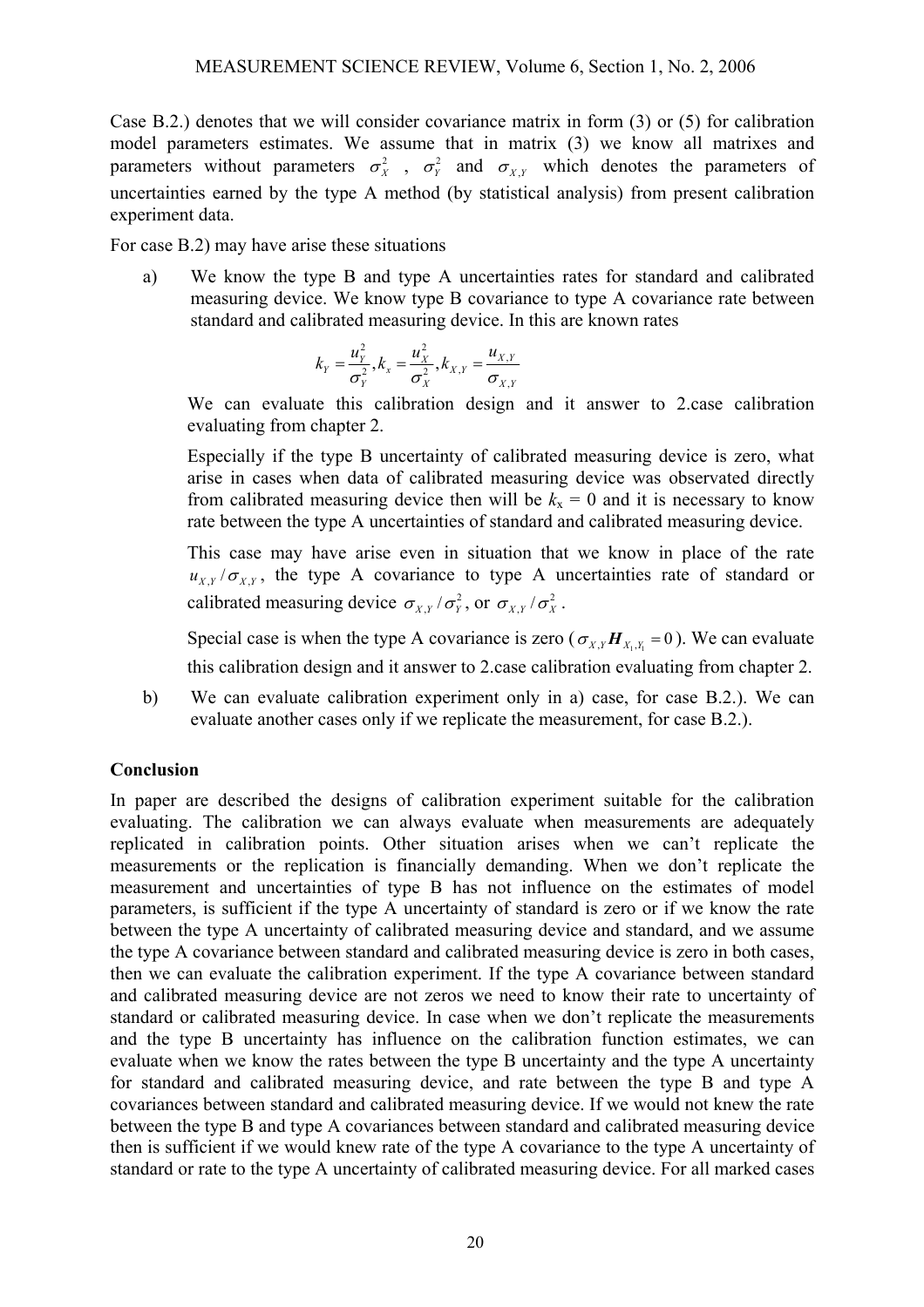Case B.2.) denotes that we will consider covariance matrix in form (3) or (5) for calibration model parameters estimates. We assume that in matrix (3) we know all matrixes and parameters without parameters $\sigma_X^2$ , $\sigma_Y^2$ and $\sigma_{X,Y}$ which denotes the parameters of uncertainties earned by the type A method (by statistical analysis) from present calibration experiment data.

For case B.2) may have arise these situations

a) We know the type B and type A uncertainties rates for standard and calibrated measuring device. We know type B covariance to type A covariance rate between standard and calibrated measuring device. In this are known rates

$$k_Y = \frac{u_Y^2}{\sigma_Y^2}, k_x = \frac{u_X^2}{\sigma_X^2}, k_{X,Y} = \frac{u_{X,Y}}{\sigma_{X,Y}}$$

We can evaluate this calibration design and it answer to 2.case calibration evaluating from chapter 2.

Especially if the type B uncertainty of calibrated measuring device is zero, what arise in cases when data of calibrated measuring device was observed directly from calibrated measuring device then will be $k_x = 0$ and it is necessary to know rate between the type A uncertainties of standard and calibrated measuring device.

This case may have arise even in situation that we know in place of the rate $u_{X,Y} / \sigma_{X,Y}$, the type A covariance to type A uncertainties rate of standard or calibrated measuring device $\sigma_{X,Y} / \sigma_Y^2$, or $\sigma_{X,Y} / \sigma_X^2$ .

Special case is when the type A covariance is zero ($\sigma_{X,Y} \boldsymbol{H}_{X_1,Y_1} = 0$). We can evaluate this calibration design and it answer to 2.case calibration evaluating from chapter 2.

b) We can evaluate calibration experiment only in a) case, for case B.2.). We can evaluate another cases only if we replicate the measurement, for case B.2.).

**Conclusion**

In paper are described the designs of calibration experiment suitable for the calibration evaluating. The calibration we can always evaluate when measurements are adequately replicated in calibration points. Other situation arises when we can't replicate the measurements or the replication is financially demanding. When we don't replicate the measurement and uncertainties of type B has not influence on the estimates of model parameters, is sufficient if the type A uncertainty of standard is zero or if we know the rate between the type A uncertainty of calibrated measuring device and standard, and we assume the type A covariance between standard and calibrated measuring device is zero in both cases, then we can evaluate the calibration experiment. If the type A covariance between standard and calibrated measuring device are not zeros we need to know their rate to uncertainty of standard or calibrated measuring device. In case when we don't replicate the measurements and the type B uncertainty has influence on the calibration function estimates, we can evaluate when we know the rates between the type B uncertainty and the type A uncertainty for standard and calibrated measuring device, and rate between the type B and type A covariances between standard and calibrated measuring device. If we would not knew the rate between the type B and type A covariances between standard and calibrated measuring device then is sufficient if we would knew rate of the type A covariance to the type A uncertainty of standard or rate to the type A uncertainty of calibrated measuring device. For all marked cases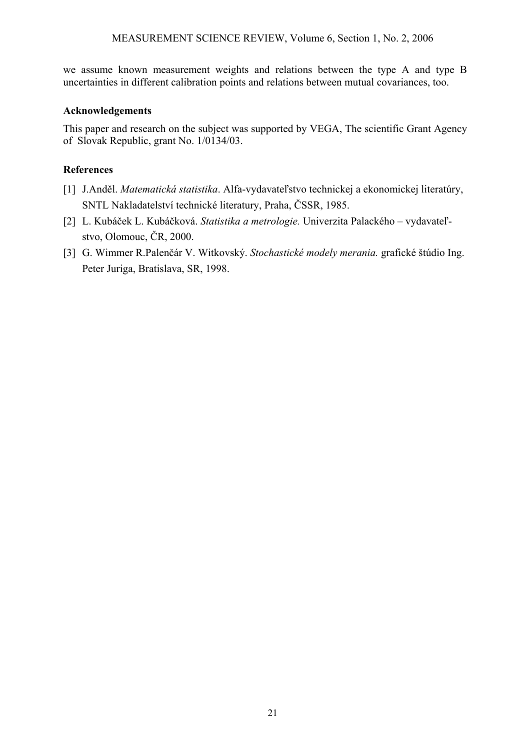we assume known measurement weights and relations between the type A and type B uncertainties in different calibration points and relations between mutual covariances, too.

## Acknowledgements

This paper and research on the subject was supported by VEGA, The scientific Grant Agency of Slovak Republic, grant No. 1/0134/03.

## References

[1] J.Anděl. *Matematická statistika*. Alfa-vydavateľstvo technickej a ekonomickej literatúry, SNTL Nakladatelství technické literatury, Praha, ČSSR, 1985.

[2] L. Kubáček L. Kubáčková. *Statistika a metrologie.* Univerzita Palackého – vydavateľstvo, Olomouc, ČR, 2000.

[3] G. Wimmer R.Palenčár V. Witkovský. *Stochastické modely merania.* grafické štúdio Ing. Peter Juriga, Bratislava, SR, 1998.